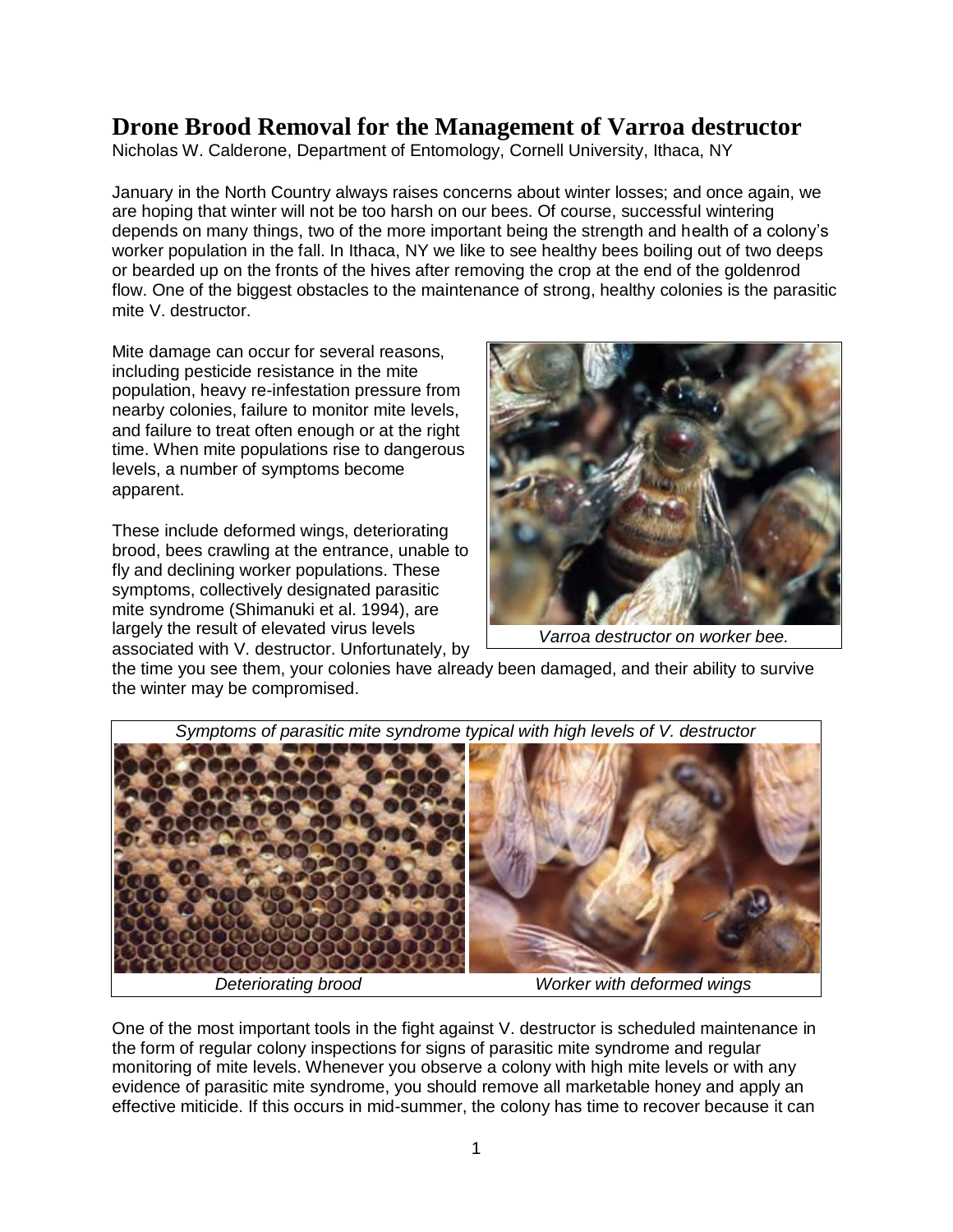# Drone Brood Removal for the Management of Varroa destructor

Nicholas W. Calderone, Department of Entomology, Cornell University, Ithaca, NY

January in the North Country always raises concerns about winter losses; and once again, we are hoping that winter will not be too harsh on our bees. Of course, successful wintering depends on many things, two of the more important being the strength and health of a colony's worker population in the fall. In Ithaca, NY we like to see healthy bees boiling out of two deeps or bearded up on the fronts of the hives after removing the crop at the end of the goldenrod flow. One of the biggest obstacles to the maintenance of strong, healthy colonies is the parasitic mite V. destructor.

Mite damage can occur for several reasons, including pesticide resistance in the mite population, heavy re-infestation pressure from nearby colonies, failure to monitor mite levels, and failure to treat often enough or at the right time. When mite populations rise to dangerous levels, a number of symptoms become apparent.

*Varroa destructor on worker bee.*

These include deformed wings, deteriorating brood, bees crawling at the entrance, unable to fly and declining worker populations. These symptoms, collectively designated parasitic mite syndrome (Shimanuki et al. 1994), are largely the result of elevated virus levels associated with V. destructor. Unfortunately, by the time you see them, your colonies have already been damaged, and their ability to survive the winter may be compromised.

*Symptoms of parasitic mite syndrome typical with high levels of V. destructor*

*Deteriorating brood* — *Worker with deformed wings*

One of the most important tools in the fight against V. destructor is scheduled maintenance in the form of regular colony inspections for signs of parasitic mite syndrome and regular monitoring of mite levels. Whenever you observe a colony with high mite levels or with any evidence of parasitic mite syndrome, you should remove all marketable honey and apply an effective miticide. If this occurs in mid-summer, the colony has time to recover because it can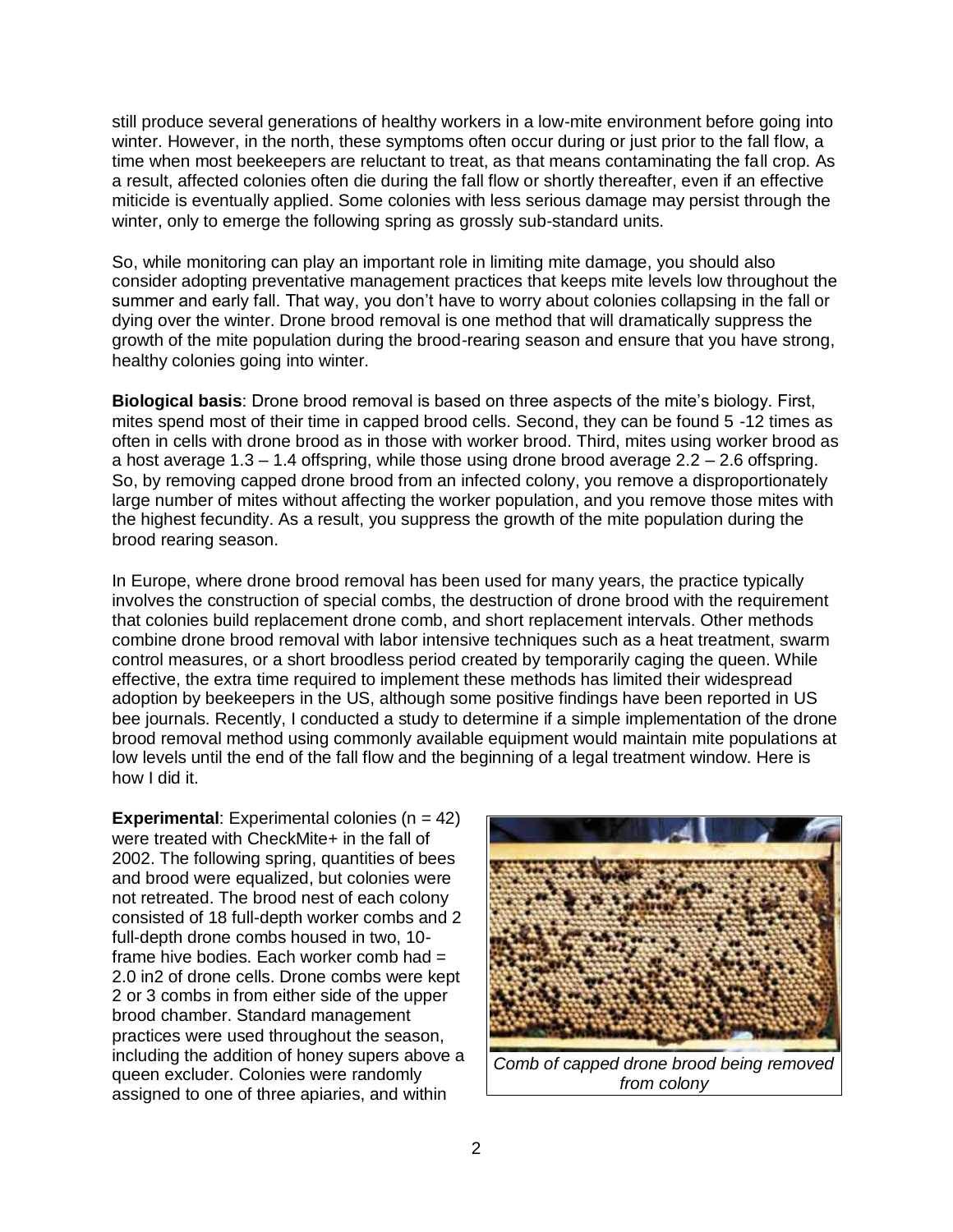still produce several generations of healthy workers in a low-mite environment before going into winter. However, in the north, these symptoms often occur during or just prior to the fall flow, a time when most beekeepers are reluctant to treat, as that means contaminating the fall crop. As a result, affected colonies often die during the fall flow or shortly thereafter, even if an effective miticide is eventually applied. Some colonies with less serious damage may persist through the winter, only to emerge the following spring as grossly sub-standard units.

So, while monitoring can play an important role in limiting mite damage, you should also consider adopting preventative management practices that keeps mite levels low throughout the summer and early fall. That way, you don't have to worry about colonies collapsing in the fall or dying over the winter. Drone brood removal is one method that will dramatically suppress the growth of the mite population during the brood-rearing season and ensure that you have strong, healthy colonies going into winter.

**Biological basis**: Drone brood removal is based on three aspects of the mite's biology. First, mites spend most of their time in capped brood cells. Second, they can be found 5 -12 times as often in cells with drone brood as in those with worker brood. Third, mites using worker brood as a host average 1.3 – 1.4 offspring, while those using drone brood average 2.2 – 2.6 offspring. So, by removing capped drone brood from an infected colony, you remove a disproportionately large number of mites without affecting the worker population, and you remove those mites with the highest fecundity. As a result, you suppress the growth of the mite population during the brood rearing season.

In Europe, where drone brood removal has been used for many years, the practice typically involves the construction of special combs, the destruction of drone brood with the requirement that colonies build replacement drone comb, and short replacement intervals. Other methods combine drone brood removal with labor intensive techniques such as a heat treatment, swarm control measures, or a short broodless period created by temporarily caging the queen. While effective, the extra time required to implement these methods has limited their widespread adoption by beekeepers in the US, although some positive findings have been reported in US bee journals. Recently, I conducted a study to determine if a simple implementation of the drone brood removal method using commonly available equipment would maintain mite populations at low levels until the end of the fall flow and the beginning of a legal treatment window. Here is how I did it.

**Experimental**: Experimental colonies (n = 42) were treated with CheckMite+ in the fall of 2002. The following spring, quantities of bees and brood were equalized, but colonies were not retreated. The brood nest of each colony consisted of 18 full-depth worker combs and 2 full-depth drone combs housed in two, 10-frame hive bodies. Each worker comb had = 2.0 in2 of drone cells. Drone combs were kept 2 or 3 combs in from either side of the upper brood chamber. Standard management practices were used throughout the season, including the addition of honey supers above a queen excluder. Colonies were randomly assigned to one of three apiaries, and within

*Comb of capped drone brood being removed from colony*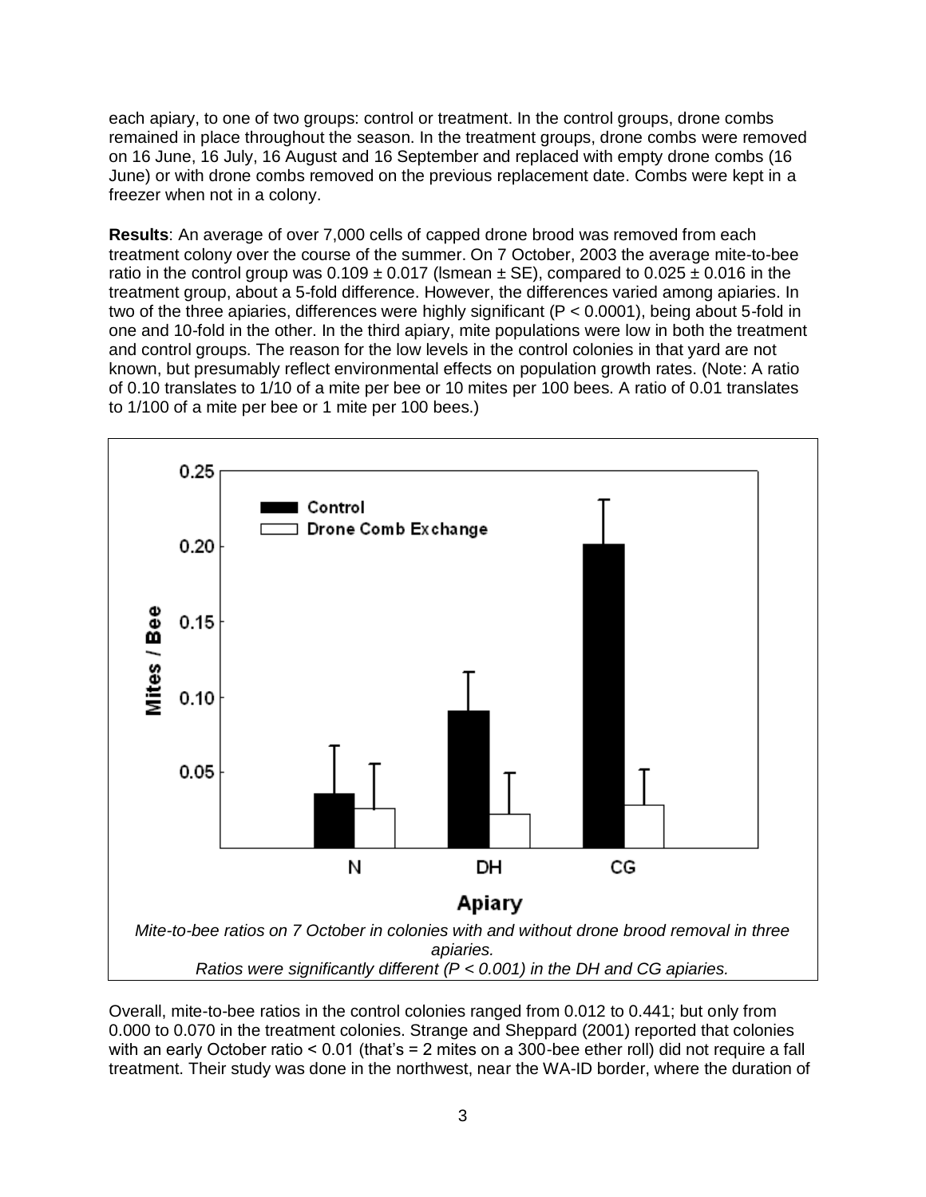each apiary, to one of two groups: control or treatment. In the control groups, drone combs remained in place throughout the season. In the treatment groups, drone combs were removed on 16 June, 16 July, 16 August and 16 September and replaced with empty drone combs (16 June) or with drone combs removed on the previous replacement date. Combs were kept in a freezer when not in a colony.

**Results**: An average of over 7,000 cells of capped drone brood was removed from each treatment colony over the course of the summer. On 7 October, 2003 the average mite-to-bee ratio in the control group was $0.109 \pm 0.017$ (lsmean ± SE), compared to $0.025 \pm 0.016$ in the treatment group, about a 5-fold difference. However, the differences varied among apiaries. In two of the three apiaries, differences were highly significant ($P < 0.0001$), being about 5-fold in one and 10-fold in the other. In the third apiary, mite populations were low in both the treatment and control groups. The reason for the low levels in the control colonies in that yard are not known, but presumably reflect environmental effects on population growth rates. (Note: A ratio of 0.10 translates to 1/10 of a mite per bee or 10 mites per 100 bees. A ratio of 0.01 translates to 1/100 of a mite per bee or 1 mite per 100 bees.)

*Mite-to-bee ratios on 7 October in colonies with and without drone brood removal in three apiaries.*
*Ratios were significantly different ($P < 0.001$) in the DH and CG apiaries.*

Overall, mite-to-bee ratios in the control colonies ranged from 0.012 to 0.441; but only from 0.000 to 0.070 in the treatment colonies. Strange and Sheppard (2001) reported that colonies with an early October ratio < 0.01 (that's = 2 mites on a 300-bee ether roll) did not require a fall treatment. Their study was done in the northwest, near the WA-ID border, where the duration of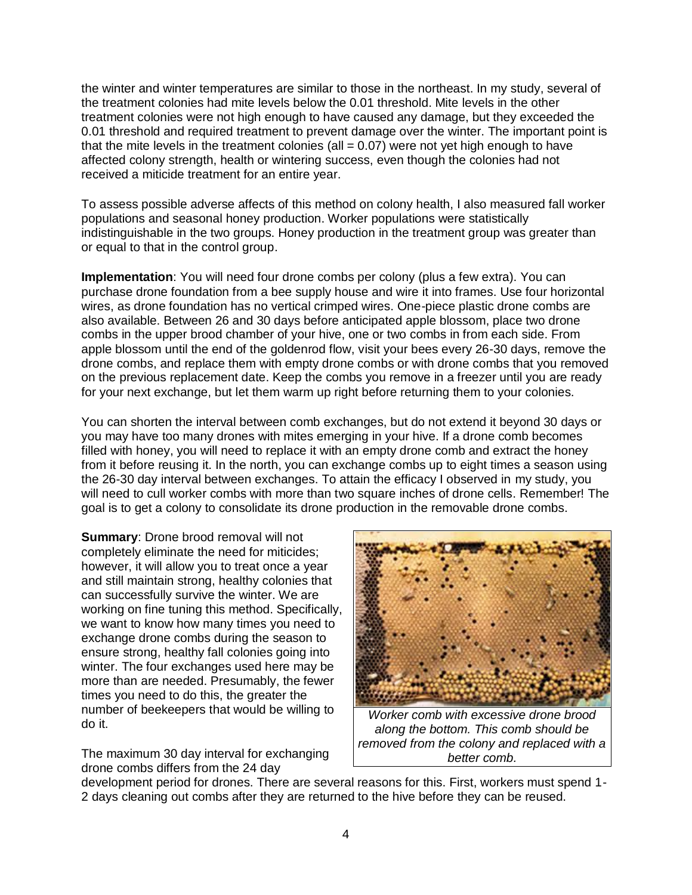the winter and winter temperatures are similar to those in the northeast. In my study, several of the treatment colonies had mite levels below the 0.01 threshold. Mite levels in the other treatment colonies were not high enough to have caused any damage, but they exceeded the 0.01 threshold and required treatment to prevent damage over the winter. The important point is that the mite levels in the treatment colonies (all = 0.07) were not yet high enough to have affected colony strength, health or wintering success, even though the colonies had not received a miticide treatment for an entire year.

To assess possible adverse affects of this method on colony health, I also measured fall worker populations and seasonal honey production. Worker populations were statistically indistinguishable in the two groups. Honey production in the treatment group was greater than or equal to that in the control group.

**Implementation**: You will need four drone combs per colony (plus a few extra). You can purchase drone foundation from a bee supply house and wire it into frames. Use four horizontal wires, as drone foundation has no vertical crimped wires. One-piece plastic drone combs are also available. Between 26 and 30 days before anticipated apple blossom, place two drone combs in the upper brood chamber of your hive, one or two combs in from each side. From apple blossom until the end of the goldenrod flow, visit your bees every 26-30 days, remove the drone combs, and replace them with empty drone combs or with drone combs that you removed on the previous replacement date. Keep the combs you remove in a freezer until you are ready for your next exchange, but let them warm up right before returning them to your colonies.

You can shorten the interval between comb exchanges, but do not extend it beyond 30 days or you may have too many drones with mites emerging in your hive. If a drone comb becomes filled with honey, you will need to replace it with an empty drone comb and extract the honey from it before reusing it. In the north, you can exchange combs up to eight times a season using the 26-30 day interval between exchanges. To attain the efficacy I observed in my study, you will need to cull worker combs with more than two square inches of drone cells. Remember! The goal is to get a colony to consolidate its drone production in the removable drone combs.

**Summary**: Drone brood removal will not completely eliminate the need for miticides; however, it will allow you to treat once a year and still maintain strong, healthy colonies that can successfully survive the winter. We are working on fine tuning this method. Specifically, we want to know how many times you need to exchange drone combs during the season to ensure strong, healthy fall colonies going into winter. The four exchanges used here may be more than are needed. Presumably, the fewer times you need to do this, the greater the number of beekeepers that would be willing to do it.

*Worker comb with excessive drone brood along the bottom. This comb should be removed from the colony and replaced with a better comb.*

The maximum 30 day interval for exchanging drone combs differs from the 24 day development period for drones. There are several reasons for this. First, workers must spend 1-2 days cleaning out combs after they are returned to the hive before they can be reused.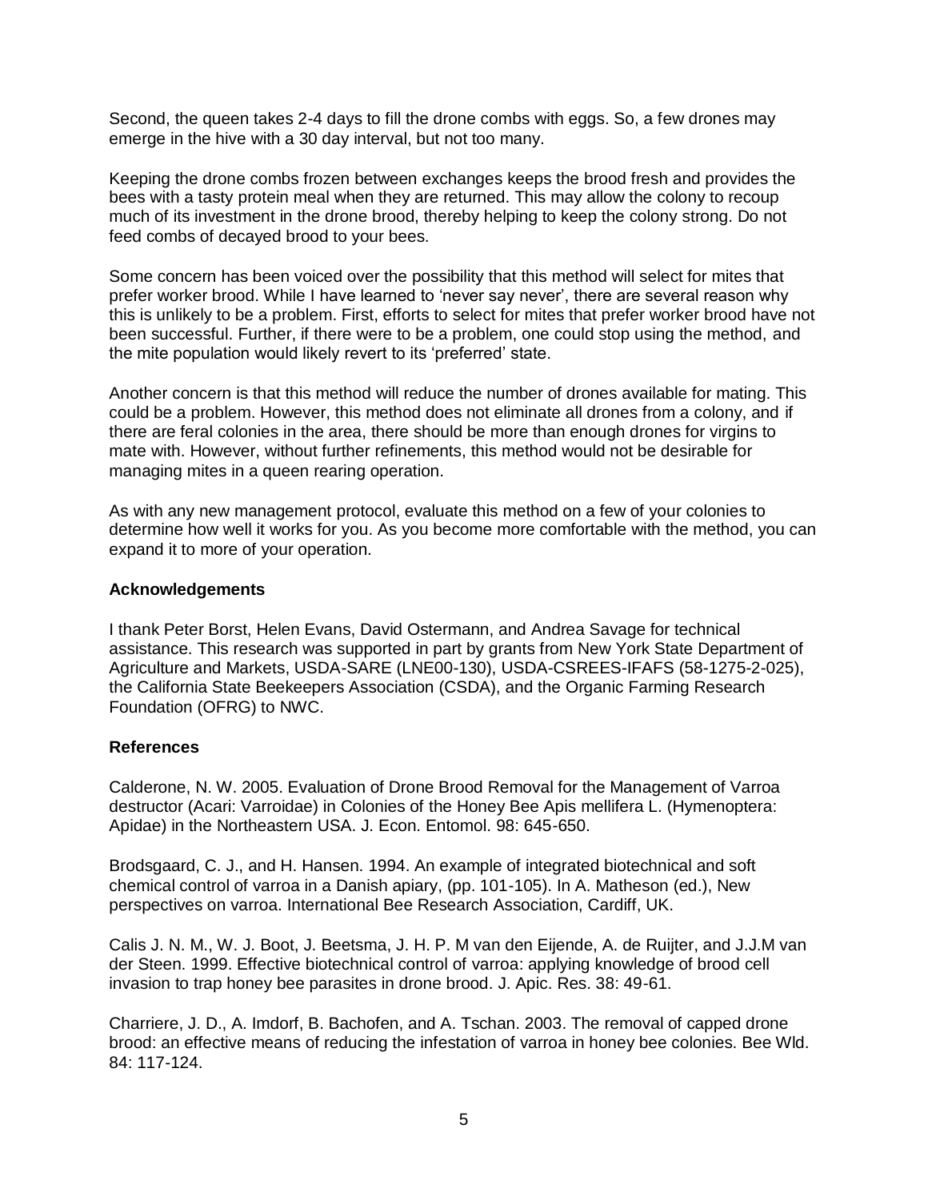Second, the queen takes 2-4 days to fill the drone combs with eggs. So, a few drones may emerge in the hive with a 30 day interval, but not too many.

Keeping the drone combs frozen between exchanges keeps the brood fresh and provides the bees with a tasty protein meal when they are returned. This may allow the colony to recoup much of its investment in the drone brood, thereby helping to keep the colony strong. Do not feed combs of decayed brood to your bees.

Some concern has been voiced over the possibility that this method will select for mites that prefer worker brood. While I have learned to 'never say never', there are several reason why this is unlikely to be a problem. First, efforts to select for mites that prefer worker brood have not been successful. Further, if there were to be a problem, one could stop using the method, and the mite population would likely revert to its 'preferred' state.

Another concern is that this method will reduce the number of drones available for mating. This could be a problem. However, this method does not eliminate all drones from a colony, and if there are feral colonies in the area, there should be more than enough drones for virgins to mate with. However, without further refinements, this method would not be desirable for managing mites in a queen rearing operation.

As with any new management protocol, evaluate this method on a few of your colonies to determine how well it works for you. As you become more comfortable with the method, you can expand it to more of your operation.

### Acknowledgements

I thank Peter Borst, Helen Evans, David Ostermann, and Andrea Savage for technical assistance. This research was supported in part by grants from New York State Department of Agriculture and Markets, USDA-SARE (LNE00-130), USDA-CSREES-IFAFS (58-1275-2-025), the California State Beekeepers Association (CSDA), and the Organic Farming Research Foundation (OFRG) to NWC.

### References

Calderone, N. W. 2005. Evaluation of Drone Brood Removal for the Management of Varroa destructor (Acari: Varroidae) in Colonies of the Honey Bee Apis mellifera L. (Hymenoptera: Apidae) in the Northeastern USA. J. Econ. Entomol. 98: 645-650.

Brodsgaard, C. J., and H. Hansen. 1994. An example of integrated biotechnical and soft chemical control of varroa in a Danish apiary, (pp. 101-105). In A. Matheson (ed.), New perspectives on varroa. International Bee Research Association, Cardiff, UK.

Calis J. N. M., W. J. Boot, J. Beetsma, J. H. P. M van den Eijende, A. de Ruijter, and J.J.M van der Steen. 1999. Effective biotechnical control of varroa: applying knowledge of brood cell invasion to trap honey bee parasites in drone brood. J. Apic. Res. 38: 49-61.

Charriere, J. D., A. Imdorf, B. Bachofen, and A. Tschan. 2003. The removal of capped drone brood: an effective means of reducing the infestation of varroa in honey bee colonies. Bee Wld. 84: 117-124.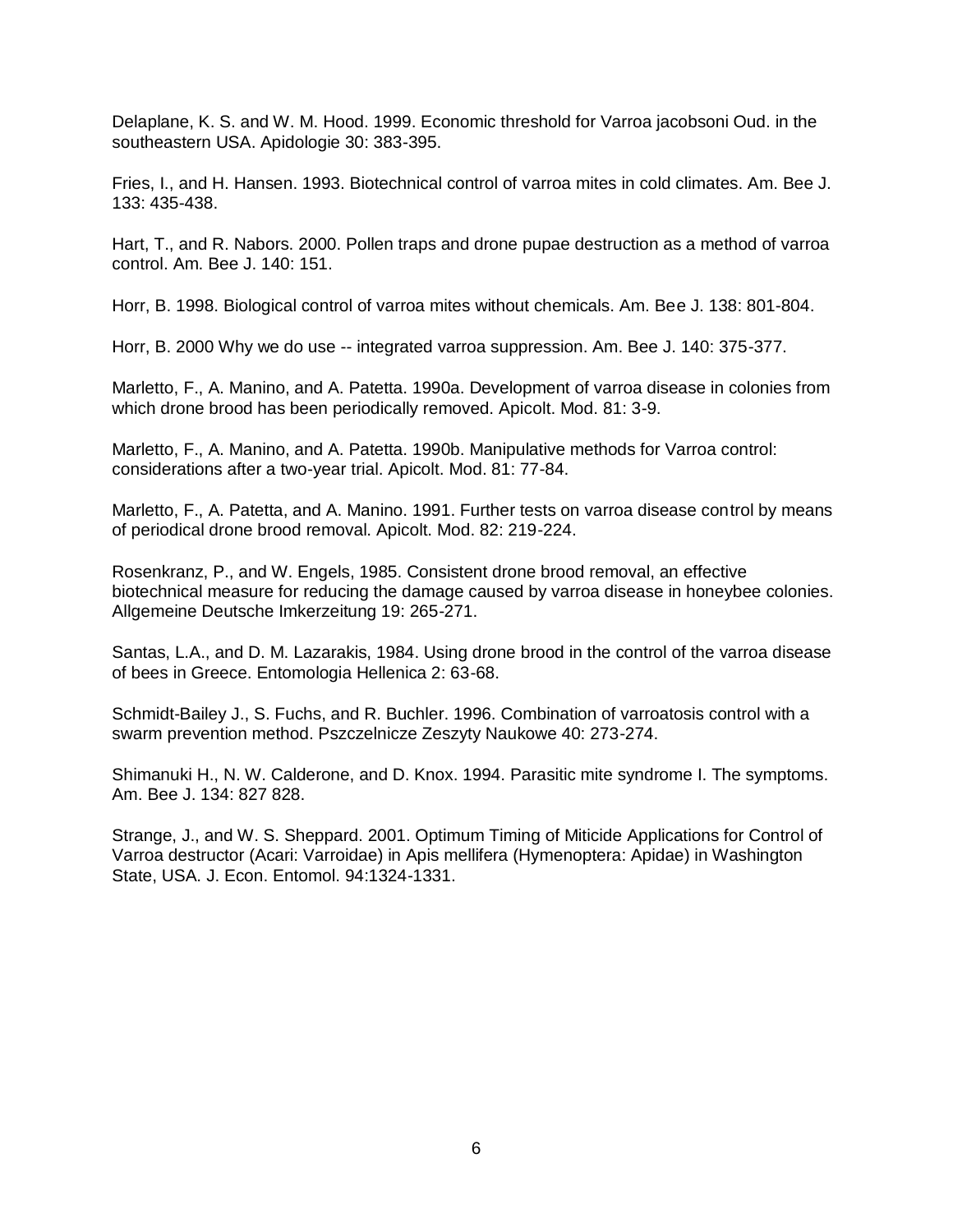Delaplane, K. S. and W. M. Hood. 1999. Economic threshold for Varroa jacobsoni Oud. in the southeastern USA. Apidologie 30: 383-395.

Fries, I., and H. Hansen. 1993. Biotechnical control of varroa mites in cold climates. Am. Bee J. 133: 435-438.

Hart, T., and R. Nabors. 2000. Pollen traps and drone pupae destruction as a method of varroa control. Am. Bee J. 140: 151.

Horr, B. 1998. Biological control of varroa mites without chemicals. Am. Bee J. 138: 801-804.

Horr, B. 2000 Why we do use -- integrated varroa suppression. Am. Bee J. 140: 375-377.

Marletto, F., A. Manino, and A. Patetta. 1990a. Development of varroa disease in colonies from which drone brood has been periodically removed. Apicolt. Mod. 81: 3-9.

Marletto, F., A. Manino, and A. Patetta. 1990b. Manipulative methods for Varroa control: considerations after a two-year trial. Apicolt. Mod. 81: 77-84.

Marletto, F., A. Patetta, and A. Manino. 1991. Further tests on varroa disease control by means of periodical drone brood removal. Apicolt. Mod. 82: 219-224.

Rosenkranz, P., and W. Engels, 1985. Consistent drone brood removal, an effective biotechnical measure for reducing the damage caused by varroa disease in honeybee colonies. Allgemeine Deutsche Imkerzeitung 19: 265-271.

Santas, L.A., and D. M. Lazarakis, 1984. Using drone brood in the control of the varroa disease of bees in Greece. Entomologia Hellenica 2: 63-68.

Schmidt-Bailey J., S. Fuchs, and R. Buchler. 1996. Combination of varroatosis control with a swarm prevention method. Pszczelnicze Zeszyty Naukowe 40: 273-274.

Shimanuki H., N. W. Calderone, and D. Knox. 1994. Parasitic mite syndrome I. The symptoms. Am. Bee J. 134: 827 828.

Strange, J., and W. S. Sheppard. 2001. Optimum Timing of Miticide Applications for Control of Varroa destructor (Acari: Varroidae) in Apis mellifera (Hymenoptera: Apidae) in Washington State, USA. J. Econ. Entomol. 94:1324-1331.